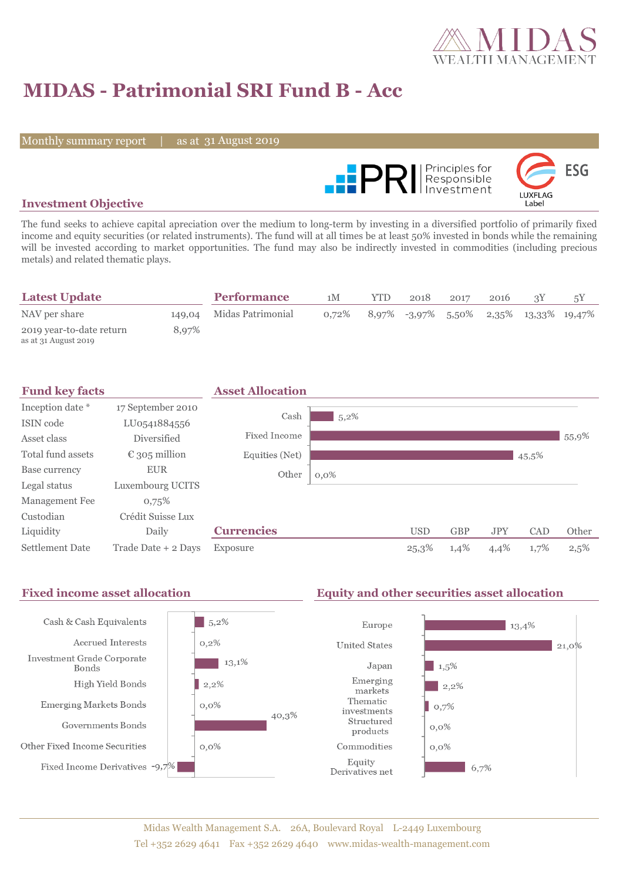# MIDAS - Patrimonial SRI Fund B - Acc

Monthly summary report | as at 31 August 2019

## Investment Objective

The fund seeks to achieve capital apreciation over the medium to long-term by investing in a diversified portfolio of primarily fixed income and equity securities (or related instruments). The fund will at all times be at least 50% invested in bonds while the remaining will be invested according to market opportunities. The fund may also be indirectly invested in commodities (including precious metals) and related thematic plays.

## Latest Update

| | |
|---|---|
| NAV per share | 149,04 |
| 2019 year-to-date return (as at 31 August 2019) | 8,97% |

## Performance

| | 1M | YTD | 2018 | 2017 | 2016 | 3Y | 5Y |
|---|---|---|---|---|---|---|---|
| Midas Patrimonial | 0,72% | 8,97% | -3,97% | 5,50% | 2,35% | 13,33% | 19,47% |

## Fund key facts

| | |
|---|---|
| Inception date * | 17 September 2010 |
| ISIN code | LU0541884556 |
| Asset class | Diversified |
| Total fund assets | € 305 million |
| Base currency | EUR |
| Legal status | Luxembourg UCITS |
| Management Fee | 0,75% |
| Custodian | Crédit Suisse Lux |
| Liquidity | Daily |
| Settlement Date | Trade Date + 2 Days |

## Asset Allocation

| | |
|---|---|
| Cash | 5,2% |
| Fixed Income | 55,9% |
| Equities (Net) | 45,5% |
| Other | 0,0% |

## Currencies

| | USD | GBP | JPY | CAD | Other |
|---|---|---|---|---|---|
| Exposure | 25,3% | 1,4% | 4,4% | 1,7% | 2,5% |

## Fixed income asset allocation

| | |
|---|---|
| Cash & Cash Equivalents | 5,2% |
| Accrued Interests | 0,2% |
| Investment Grade Corporate Bonds | 13,1% |
| High Yield Bonds | 2,2% |
| Emerging Markets Bonds | 0,0% |
| Governments Bonds | 40,3% |
| Other Fixed Income Securities | 0,0% |
| Fixed Income Derivatives | -9,7% |

## Equity and other securities asset allocation

| | |
|---|---|
| Europe | 13,4% |
| United States | 21,0% |
| Japan | 1,5% |
| Emerging markets | 2,2% |
| Thematic investments | 0,7% |
| Structured products | 0,0% |
| Commodities | 0,0% |
| Equity Derivatives net | 6,7% |

Midas Wealth Management S.A. 26A, Boulevard Royal L-2449 Luxembourg
Tel +352 2629 4641 Fax +352 2629 4640 www.midas-wealth-management.com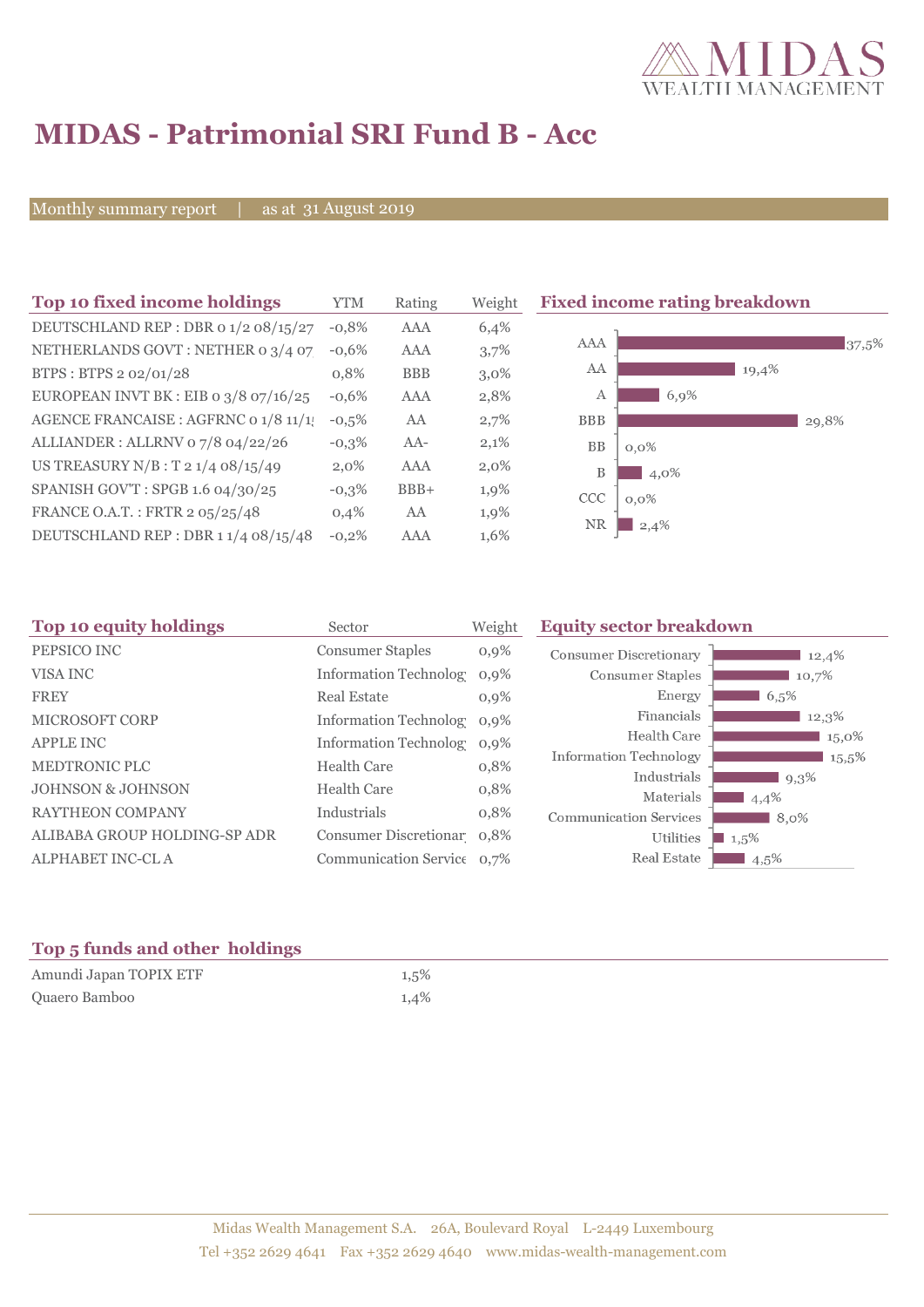# MIDAS - Patrimonial SRI Fund B - Acc

Monthly summary report | as at 31 August 2019

## Top 10 fixed income holdings

| Top 10 fixed income holdings | YTM | Rating | Weight |
|---|---|---|---|
| DEUTSCHLAND REP : DBR 0 1/2 08/15/27 | -0,8% | AAA | 6,4% |
| NETHERLANDS GOVT : NETHER 0 3/4 07 | -0,6% | AAA | 3,7% |
| BTPS : BTPS 2 02/01/28 | 0,8% | BBB | 3,0% |
| EUROPEAN INVT BK : EIB 0 3/8 07/16/25 | -0,6% | AAA | 2,8% |
| AGENCE FRANCAISE : AGFRNC 0 1/8 11/1! | -0,5% | AA | 2,7% |
| ALLIANDER : ALLRNV 0 7/8 04/22/26 | -0,3% | AA- | 2,1% |
| US TREASURY N/B : T 2 1/4 08/15/49 | 2,0% | AAA | 2,0% |
| SPANISH GOV'T : SPGB 1.6 04/30/25 | -0,3% | BBB+ | 1,9% |
| FRANCE O.A.T. : FRTR 2 05/25/48 | 0,4% | AA | 1,9% |
| DEUTSCHLAND REP : DBR 1 1/4 08/15/48 | -0,2% | AAA | 1,6% |

## Fixed income rating breakdown

| Rating | Weight |
|---|---|
| AAA | 37,5% |
| AA | 19,4% |
| A | 6,9% |
| BBB | 29,8% |
| BB | 0,0% |
| B | 4,0% |
| CCC | 0,0% |
| NR | 2,4% |

## Top 10 equity holdings

| Top 10 equity holdings | Sector | Weight |
|---|---|---|
| PEPSICO INC | Consumer Staples | 0,9% |
| VISA INC | Information Technolog | 0,9% |
| FREY | Real Estate | 0,9% |
| MICROSOFT CORP | Information Technolog | 0,9% |
| APPLE INC | Information Technolog | 0,9% |
| MEDTRONIC PLC | Health Care | 0,8% |
| JOHNSON & JOHNSON | Health Care | 0,8% |
| RAYTHEON COMPANY | Industrials | 0,8% |
| ALIBABA GROUP HOLDING-SP ADR | Consumer Discretionar | 0,8% |
| ALPHABET INC-CL A | Communication Service | 0,7% |

## Equity sector breakdown

| Sector | Weight |
|---|---|
| Consumer Discretionary | 12,4% |
| Consumer Staples | 10,7% |
| Energy | 6,5% |
| Financials | 12,3% |
| Health Care | 15,0% |
| Information Technology | 15,5% |
| Industrials | 9,3% |
| Materials | 4,4% |
| Communication Services | 8,0% |
| Utilities | 1,5% |
| Real Estate | 4,5% |

## Top 5 funds and other holdings

| Top 5 funds and other holdings | Weight |
|---|---|
| Amundi Japan TOPIX ETF | 1,5% |
| Quaero Bamboo | 1,4% |

Midas Wealth Management S.A. 26A, Boulevard Royal L-2449 Luxembourg
Tel +352 2629 4641 Fax +352 2629 4640 www.midas-wealth-management.com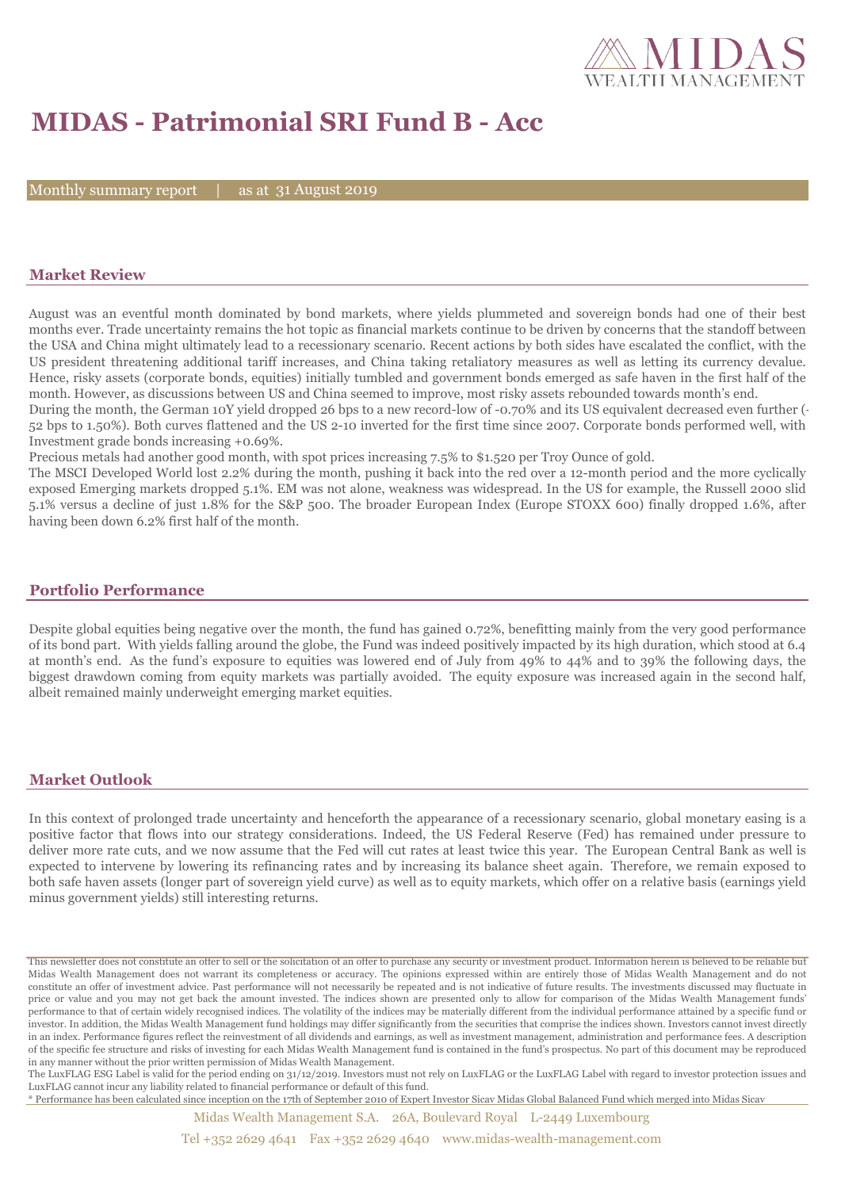# MIDAS - Patrimonial SRI Fund B - Acc

Monthly summary report | as at 31 August 2019

## Market Review

August was an eventful month dominated by bond markets, where yields plummeted and sovereign bonds had one of their best months ever. Trade uncertainty remains the hot topic as financial markets continue to be driven by concerns that the standoff between the USA and China might ultimately lead to a recessionary scenario. Recent actions by both sides have escalated the conflict, with the US president threatening additional tariff increases, and China taking retaliatory measures as well as letting its currency devalue. Hence, risky assets (corporate bonds, equities) initially tumbled and government bonds emerged as safe haven in the first half of the month. However, as discussions between US and China seemed to improve, most risky assets rebounded towards month's end.

During the month, the German 10Y yield dropped 26 bps to a new record-low of -0.70% and its US equivalent decreased even further (-52 bps to 1.50%). Both curves flattened and the US 2-10 inverted for the first time since 2007. Corporate bonds performed well, with Investment grade bonds increasing +0.69%.

Precious metals had another good month, with spot prices increasing 7.5% to $1.520 per Troy Ounce of gold.

The MSCI Developed World lost 2.2% during the month, pushing it back into the red over a 12-month period and the more cyclically exposed Emerging markets dropped 5.1%. EM was not alone, weakness was widespread. In the US for example, the Russell 2000 slid 5.1% versus a decline of just 1.8% for the S&P 500. The broader European Index (Europe STOXX 600) finally dropped 1.6%, after having been down 6.2% first half of the month.

## Portfolio Performance

Despite global equities being negative over the month, the fund has gained 0.72%, benefitting mainly from the very good performance of its bond part. With yields falling around the globe, the Fund was indeed positively impacted by its high duration, which stood at 6.4 at month's end. As the fund's exposure to equities was lowered end of July from 49% to 44% and to 39% the following days, the biggest drawdown coming from equity markets was partially avoided. The equity exposure was increased again in the second half, albeit remained mainly underweight emerging market equities.

## Market Outlook

In this context of prolonged trade uncertainty and henceforth the appearance of a recessionary scenario, global monetary easing is a positive factor that flows into our strategy considerations. Indeed, the US Federal Reserve (Fed) has remained under pressure to deliver more rate cuts, and we now assume that the Fed will cut rates at least twice this year. The European Central Bank as well is expected to intervene by lowering its refinancing rates and by increasing its balance sheet again. Therefore, we remain exposed to both safe haven assets (longer part of sovereign yield curve) as well as to equity markets, which offer on a relative basis (earnings yield minus government yields) still interesting returns.

---

This newsletter does not constitute an offer to sell or the solicitation of an offer to purchase any security or investment product. Information herein is believed to be reliable but Midas Wealth Management does not warrant its completeness or accuracy. The opinions expressed within are entirely those of Midas Wealth Management and do not constitute an offer of investment advice. Past performance will not necessarily be repeated and is not indicative of future results. The investments discussed may fluctuate in price or value and you may not get back the amount invested. The indices shown are presented only to allow for comparison of the Midas Wealth Management funds' performance to that of certain widely recognised indices. The volatility of the indices may be materially different from the individual performance attained by a specific fund or investor. In addition, the Midas Wealth Management fund holdings may differ significantly from the securities that comprise the indices shown. Investors cannot invest directly in an index. Performance figures reflect the reinvestment of all dividends and earnings, as well as investment management, administration and performance fees. A description of the specific fee structure and risks of investing for each Midas Wealth Management fund is contained in the fund's prospectus. No part of this document may be reproduced in any manner without the prior written permission of Midas Wealth Management.

The LuxFLAG ESG Label is valid for the period ending on 31/12/2019. Investors must not rely on LuxFLAG or the LuxFLAG Label with regard to investor protection issues and LuxFLAG cannot incur any liability related to financial performance or default of this fund.

\* Performance has been calculated since inception on the 17th of September 2010 of Expert Investor Sicav Midas Global Balanced Fund which merged into Midas Sicav

Midas Wealth Management S.A. 26A, Boulevard Royal L-2449 Luxembourg

Tel +352 2629 4641 Fax +352 2629 4640 www.midas-wealth-management.com